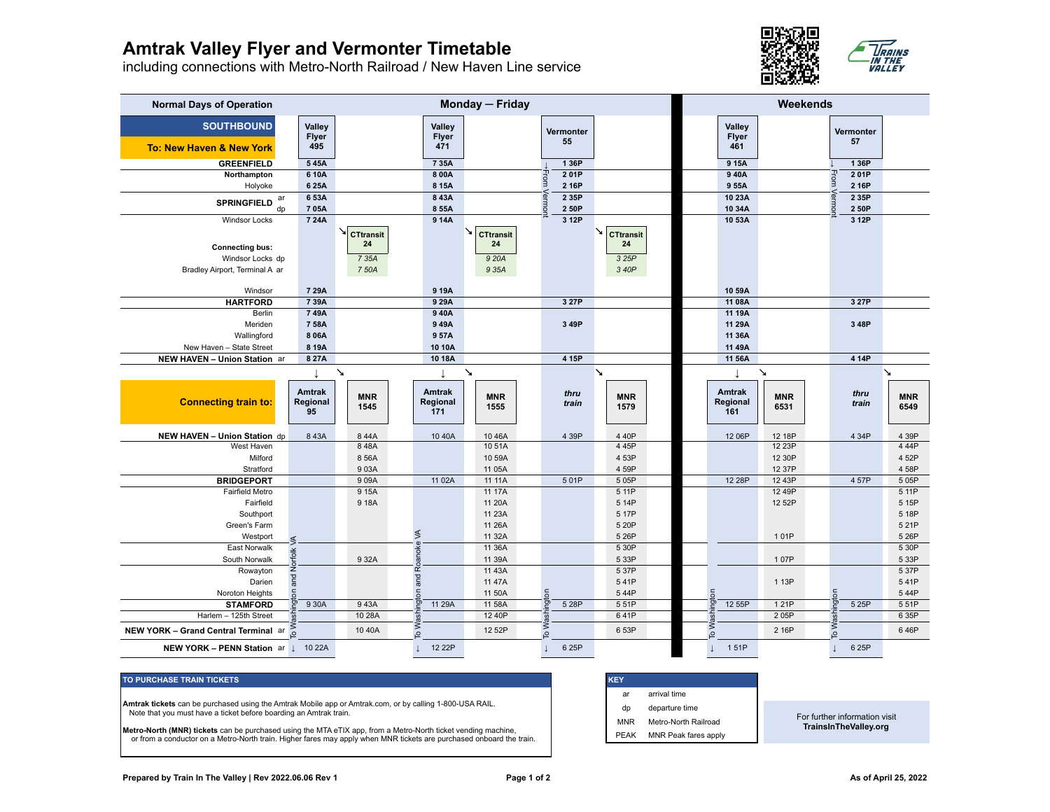# Amtrak Valley Flyer and Vermonter Timetable

including connections with Metro-North Railroad / New Haven Line service

| Normal Days of Operation | | Monday — Friday | | | | | | Weekends | | | |
|---|---|---|---|---|---|---|---|---|---|---|---|
| **SOUTHBOUND** — **To: New Haven & New York** | | Valley Flyer 495 | | Valley Flyer 471 | | Vermonter 55 | | Valley Flyer 461 | | Vermonter 57 | |
| **GREENFIELD** | | 5 45A | | 7 35A | | ↓ From Vermont 1 36P | | 9 15A | | ↓ From Vermont 1 36P | |
| Northampton | | 6 10A | | 8 00A | | 2 01P | | 9 40A | | 2 01P | |
| Holyoke | | 6 25A | | 8 15A | | 2 16P | | 9 55A | | 2 16P | |
| **SPRINGFIELD** | ar | 6 53A | | 8 43A | | 2 35P | | 10 23A | | 2 35P | |
| | dp | 7 05A | | 8 55A | | 2 50P | | 10 34A | | 2 50P | |
| Windsor Locks | | 7 24A | | 9 14A | | 3 12P | | 10 53A | | 3 12P | |
| **Connecting bus:** | | | CTtransit 24 | | CTtransit 24 | | CTtransit 24 | | | | |
| Windsor Locks | dp | | *7 35A* | | *9 20A* | | *3 25P* | | | | |
| Bradley Airport, Terminal A | ar | | *7 50A* | | *9 35A* | | *3 40P* | | | | |
| Windsor | | 7 29A | | 9 19A | | | | 10 59A | | | |
| **HARTFORD** | | 7 39A | | 9 29A | | 3 27P | | 11 08A | | 3 27P | |
| Berlin | | 7 49A | | 9 40A | | | | 11 19A | | | |
| Meriden | | 7 58A | | 9 49A | | 3 49P | | 11 29A | | 3 48P | |
| Wallingford | | 8 06A | | 9 57A | | | | 11 36A | | | |
| New Haven – State Street | | 8 19A | | 10 10A | | | | 11 49A | | | |
| **NEW HAVEN – Union Station** | ar | 8 27A | | 10 18A | | 4 15P | | 11 56A | | 4 14P | |
| **Connecting train to:** | | Amtrak Regional 95 | MNR 1545 | Amtrak Regional 171 | MNR 1555 | *thru train* | MNR 1579 | Amtrak Regional 161 | MNR 6531 | *thru train* | MNR 6549 |
| **NEW HAVEN – Union Station** | dp | 8 43A | 8 44A | 10 40A | 10 46A | 4 39P | 4 40P | 12 06P | 12 18P | 4 34P | 4 39P |
| West Haven | | | 8 48A | | 10 51A | | 4 45P | | 12 23P | | 4 44P |
| Milford | | | 8 56A | | 10 59A | | 4 53P | | 12 30P | | 4 52P |
| Stratford | | | 9 03A | | 11 05A | | 4 59P | | 12 37P | | 4 58P |
| **BRIDGEPORT** | | | 9 09A | 11 02A | 11 11A | 5 01P | 5 05P | 12 28P | 12 43P | 4 57P | 5 05P |
| Fairfield Metro | | | 9 15A | | 11 17A | | 5 11P | | 12 49P | | 5 11P |
| Fairfield | | | 9 18A | | 11 20A | | 5 14P | | 12 52P | | 5 15P |
| Southport | | | | | 11 23A | | 5 17P | | | | 5 18P |
| Green's Farm | | | | | 11 26A | | 5 20P | | | | 5 21P |
| Westport | | | | | 11 32A | | 5 26P | | 1 01P | | 5 26P |
| East Norwalk | | | | | 11 36A | | 5 30P | | | | 5 30P |
| South Norwalk | | | 9 32A | | 11 39A | | 5 33P | | 1 07P | | 5 33P |
| Rowayton | | | | | 11 43A | | 5 37P | | | | 5 37P |
| Darien | | | | | 11 47A | | 5 41P | | 1 13P | | 5 41P |
| Noroton Heights | | | | | 11 50A | | 5 44P | | | | 5 44P |
| **STAMFORD** | | 9 30A | 9 43A | 11 29A | 11 58A | 5 28P | 5 51P | 12 55P | 1 21P | 5 25P | 5 51P |
| Harlem – 125th Street | | | 10 28A | | 12 40P | | 6 41P | | 2 05P | | 6 35P |
| **NEW YORK – Grand Central Terminal** | ar | | 10 40A | | 12 52P | | 6 53P | | 2 16P | | 6 46P |
| **NEW YORK – PENN Station** | ar | ↓ To Washington and Norfolk VA 10 22A | | ↓ To Washington and Roanoke VA 12 22P | | ↓ To Washington 6 25P | | ↓ To Washington 1 51P | | ↓ To Washington 6 25P | |

## TO PURCHASE TRAIN TICKETS

**Amtrak tickets** can be purchased using the Amtrak Mobile app or Amtrak.com, or by calling 1-800-USA RAIL.
Note that you must have a ticket before boarding an Amtrak train.

**Metro-North (MNR) tickets** can be purchased using the MTA eTIX app, from a Metro-North ticket vending machine,
or from a conductor on a Metro-North train. Higher fares may apply when MNR tickets are purchased onboard the train.

## KEY

| | |
|---|---|
| ar | arrival time |
| dp | departure time |
| MNR | Metro-North Railroad |
| PEAK | MNR Peak fares apply |

For further information visit **TrainsInTheValley.org**

**Prepared by Train In The Valley | Rev 2022.06.06 Rev 1** — **As of April 25, 2022**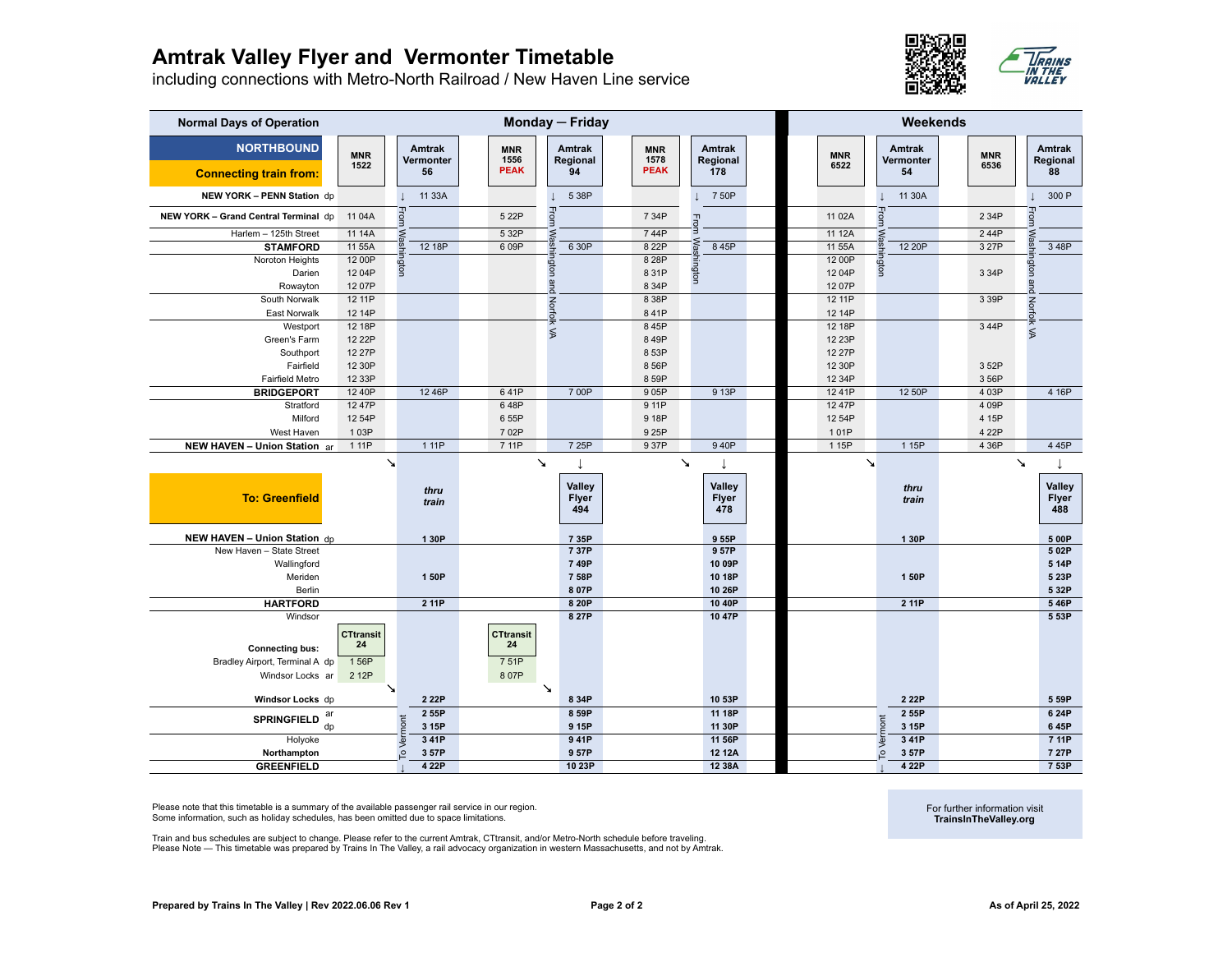# Amtrak Valley Flyer and Vermonter Timetable

including connections with Metro-North Railroad / New Haven Line service

| Normal Days of Operation | Monday – Friday | | | | | | Weekends | | | |
|---|---|---|---|---|---|---|---|---|---|---|
| **NORTHBOUND** / **Connecting train from:** | MNR 1522 | Amtrak Vermonter 56 | MNR 1556 PEAK | Amtrak Regional 94 | MNR 1578 PEAK | Amtrak Regional 178 | MNR 6522 | Amtrak Vermonter 54 | MNR 6536 | Amtrak Regional 88 |
| NEW YORK – PENN Station dp | | 11 33A | | 5 38P | | 7 50P | | 11 30A | | 300 P |
| NEW YORK – Grand Central Terminal dp | 11 04A | From Washington | 5 22P | From Washington and Norfolk VA | 7 34P | From Washington | 11 02A | From Washington | 2 34P | From Washington and Norfolk VA |
| Harlem – 125th Street | 11 14A | | 5 32P | | 7 44P | | 11 12A | | 2 44P | |
| STAMFORD | 11 55A | 12 18P | 6 09P | 6 30P | 8 22P | 8 45P | 11 55A | 12 20P | 3 27P | 3 48P |
| Noroton Heights | 12 00P | | | | 8 28P | | 12 00P | | | |
| Darien | 12 04P | | | | 8 31P | | 12 04P | | 3 34P | |
| Rowayton | 12 07P | | | | 8 34P | | 12 07P | | | |
| South Norwalk | 12 11P | | | | 8 38P | | 12 11P | | 3 39P | |
| East Norwalk | 12 14P | | | | 8 41P | | 12 14P | | | |
| Westport | 12 18P | | | | 8 45P | | 12 18P | | 3 44P | |
| Green's Farm | 12 22P | | | | 8 49P | | 12 23P | | | |
| Southport | 12 27P | | | | 8 53P | | 12 27P | | | |
| Fairfield | 12 30P | | | | 8 56P | | 12 30P | | 3 52P | |
| Fairfield Metro | 12 33P | | | | 8 59P | | 12 34P | | 3 56P | |
| BRIDGEPORT | 12 40P | 12 46P | 6 41P | 7 00P | 9 05P | 9 13P | 12 41P | 12 50P | 4 03P | 4 16P |
| Stratford | 12 47P | | 6 48P | | 9 11P | | 12 47P | | 4 09P | |
| Milford | 12 54P | | 6 55P | | 9 18P | | 12 54P | | 4 15P | |
| West Haven | 1 03P | | 7 02P | | 9 25P | | 1 01P | | 4 22P | |
| NEW HAVEN – Union Station ar | 1 11P | 1 11P | 7 11P | 7 25P | 9 37P | 9 40P | 1 15P | 1 15P | 4 36P | 4 45P |
| **To: Greenfield** | | *thru train* | | Valley Flyer 494 | | Valley Flyer 478 | | *thru train* | | Valley Flyer 488 |
| NEW HAVEN – Union Station dp | | 1 30P | | 7 35P | | 9 55P | | 1 30P | | 5 00P |
| New Haven – State Street | | | | 7 37P | | 9 57P | | | | 5 02P |
| Wallingford | | | | 7 49P | | 10 09P | | | | 5 14P |
| Meriden | | 1 50P | | 7 58P | | 10 18P | | 1 50P | | 5 23P |
| Berlin | | | | 8 07P | | 10 26P | | | | 5 32P |
| HARTFORD | | 2 11P | | 8 20P | | 10 40P | | 2 11P | | 5 46P |
| Windsor | | | | 8 27P | | 10 47P | | | | 5 53P |
| Connecting bus: | CTtransit 24 | | CTtransit 24 | | | | | | | |
| Bradley Airport, Terminal A dp | 1 56P | | 7 51P | | | | | | | |
| Windsor Locks ar | 2 12P | | 8 07P | | | | | | | |
| Windsor Locks dp | | 2 22P | | 8 34P | | 10 53P | | 2 22P | | 5 59P |
| SPRINGFIELD ar | | 2 55P | | 8 59P | | 11 18P | | 2 55P | | 6 24P |
| SPRINGFIELD dp | | 3 15P | | 9 15P | | 11 30P | | 3 15P | | 6 45P |
| Holyoke | | 3 41P | | 9 41P | | 11 56P | | 3 41P | | 7 11P |
| Northampton | | 3 57P | | 9 57P | | 12 12A | | 3 57P | | 7 27P |
| GREENFIELD | | 4 22P (To Vermont) | | 10 23P | | 12 38A | | 4 22P (To Vermont) | | 7 53P |

Please note that this timetable is a summary of the available passenger rail service in our region.
Some information, such as holiday schedules, has been omitted due to space limitations.

Train and bus schedules are subject to change. Please refer to the current Amtrak, CTtransit, and/or Metro-North schedule before traveling.
Please Note — This timetable was prepared by Trains In The Valley, a rail advocacy organization in western Massachusetts, and not by Amtrak.

For further information visit **TrainsInTheValley.org**

**Prepared by Trains In The Valley | Rev 2022.06.06 Rev 1**

**As of April 25, 2022**